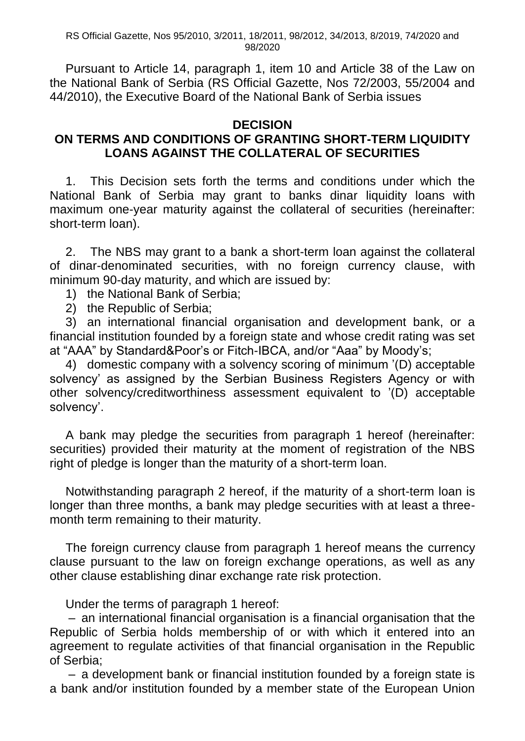RS Official Gazette, Nos 95/2010, 3/2011, 18/2011, 98/2012, 34/2013, 8/2019, 74/2020 and 98/2020

Pursuant to Article 14, paragraph 1, item 10 and Article 38 of the Law on the National Bank of Serbia (RS Official Gazette, Nos 72/2003, 55/2004 and 44/2010), the Executive Board of the National Bank of Serbia issues

# DECISION
# ON TERMS AND CONDITIONS OF GRANTING SHORT-TERM LIQUIDITY LOANS AGAINST THE COLLATERAL OF SECURITIES

1. This Decision sets forth the terms and conditions under which the National Bank of Serbia may grant to banks dinar liquidity loans with maximum one-year maturity against the collateral of securities (hereinafter: short-term loan).

2. The NBS may grant to a bank a short-term loan against the collateral of dinar-denominated securities, with no foreign currency clause, with minimum 90-day maturity, and which are issued by:

1) the National Bank of Serbia;
2) the Republic of Serbia;
3) an international financial organisation and development bank, or a financial institution founded by a foreign state and whose credit rating was set at "AAA" by Standard&Poor's or Fitch-IBCA, and/or "Aaa" by Moody's;
4) domestic company with a solvency scoring of minimum '(D) acceptable solvency' as assigned by the Serbian Business Registers Agency or with other solvency/creditworthiness assessment equivalent to '(D) acceptable solvency'.

A bank may pledge the securities from paragraph 1 hereof (hereinafter: securities) provided their maturity at the moment of registration of the NBS right of pledge is longer than the maturity of a short-term loan.

Notwithstanding paragraph 2 hereof, if the maturity of a short-term loan is longer than three months, a bank may pledge securities with at least a three-month term remaining to their maturity.

The foreign currency clause from paragraph 1 hereof means the currency clause pursuant to the law on foreign exchange operations, as well as any other clause establishing dinar exchange rate risk protection.

Under the terms of paragraph 1 hereof:

– an international financial organisation is a financial organisation that the Republic of Serbia holds membership of or with which it entered into an agreement to regulate activities of that financial organisation in the Republic of Serbia;

– a development bank or financial institution founded by a foreign state is a bank and/or institution founded by a member state of the European Union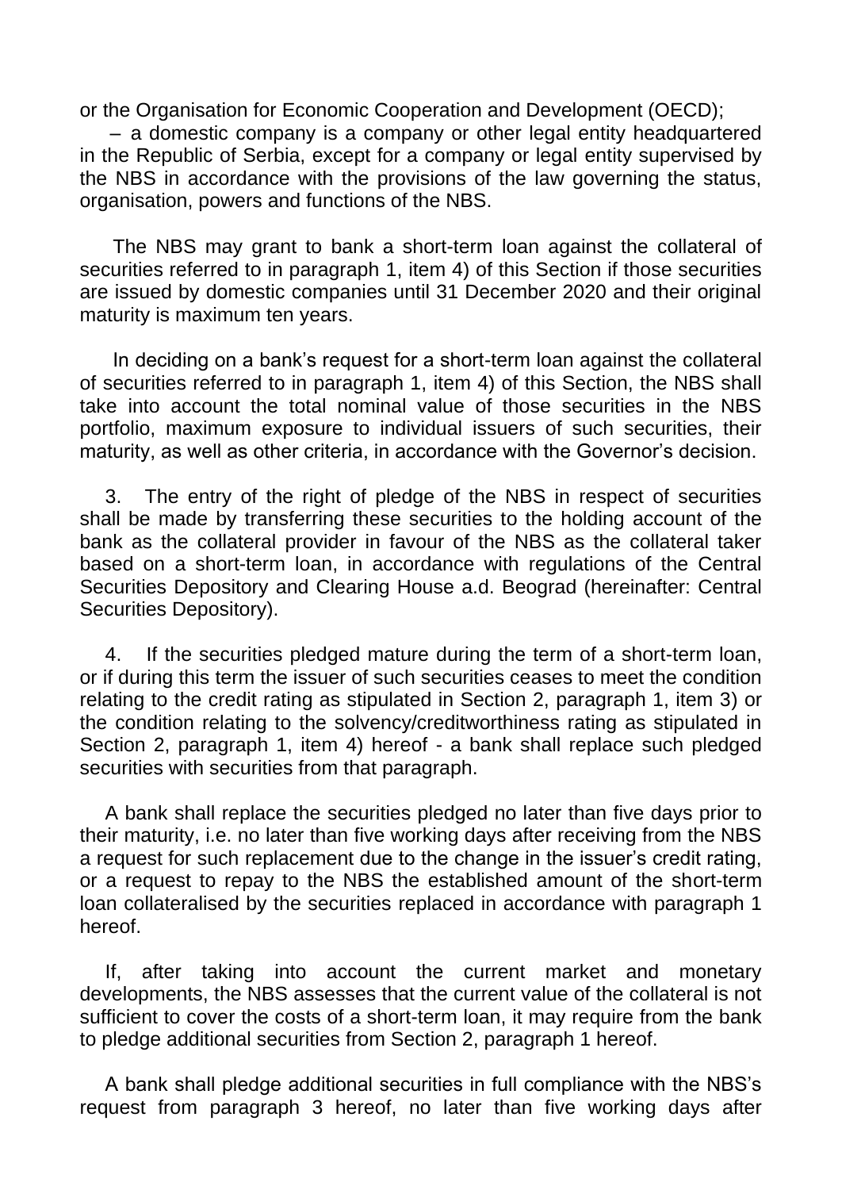or the Organisation for Economic Cooperation and Development (OECD);

– a domestic company is a company or other legal entity headquartered in the Republic of Serbia, except for a company or legal entity supervised by the NBS in accordance with the provisions of the law governing the status, organisation, powers and functions of the NBS.

The NBS may grant to bank a short-term loan against the collateral of securities referred to in paragraph 1, item 4) of this Section if those securities are issued by domestic companies until 31 December 2020 and their original maturity is maximum ten years.

In deciding on a bank's request for a short-term loan against the collateral of securities referred to in paragraph 1, item 4) of this Section, the NBS shall take into account the total nominal value of those securities in the NBS portfolio, maximum exposure to individual issuers of such securities, their maturity, as well as other criteria, in accordance with the Governor's decision.

3. The entry of the right of pledge of the NBS in respect of securities shall be made by transferring these securities to the holding account of the bank as the collateral provider in favour of the NBS as the collateral taker based on a short-term loan, in accordance with regulations of the Central Securities Depository and Clearing House a.d. Beograd (hereinafter: Central Securities Depository).

4. If the securities pledged mature during the term of a short-term loan, or if during this term the issuer of such securities ceases to meet the condition relating to the credit rating as stipulated in Section 2, paragraph 1, item 3) or the condition relating to the solvency/creditworthiness rating as stipulated in Section 2, paragraph 1, item 4) hereof - a bank shall replace such pledged securities with securities from that paragraph.

A bank shall replace the securities pledged no later than five days prior to their maturity, i.e. no later than five working days after receiving from the NBS a request for such replacement due to the change in the issuer's credit rating, or a request to repay to the NBS the established amount of the short-term loan collateralised by the securities replaced in accordance with paragraph 1 hereof.

If, after taking into account the current market and monetary developments, the NBS assesses that the current value of the collateral is not sufficient to cover the costs of a short-term loan, it may require from the bank to pledge additional securities from Section 2, paragraph 1 hereof.

A bank shall pledge additional securities in full compliance with the NBS's request from paragraph 3 hereof, no later than five working days after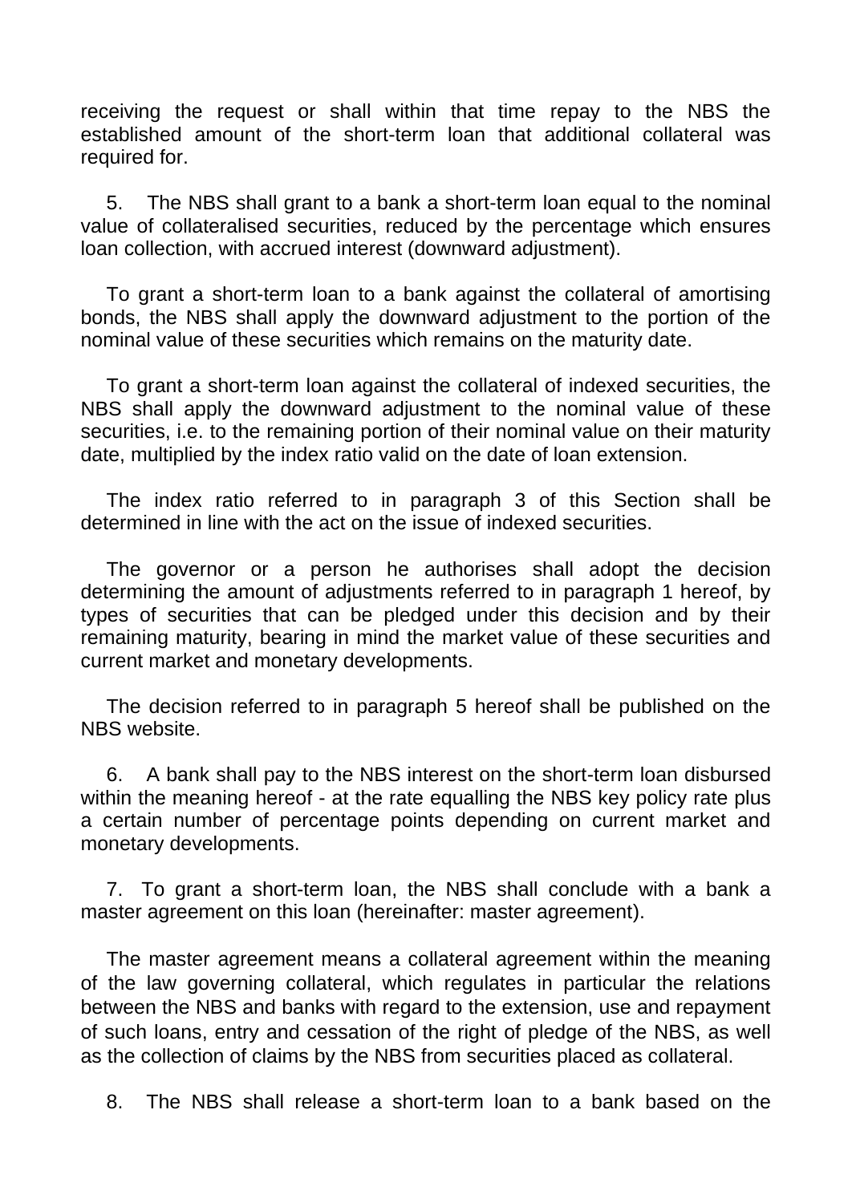receiving the request or shall within that time repay to the NBS the established amount of the short-term loan that additional collateral was required for.

5. The NBS shall grant to a bank a short-term loan equal to the nominal value of collateralised securities, reduced by the percentage which ensures loan collection, with accrued interest (downward adjustment).

To grant a short-term loan to a bank against the collateral of amortising bonds, the NBS shall apply the downward adjustment to the portion of the nominal value of these securities which remains on the maturity date.

To grant a short-term loan against the collateral of indexed securities, the NBS shall apply the downward adjustment to the nominal value of these securities, i.e. to the remaining portion of their nominal value on their maturity date, multiplied by the index ratio valid on the date of loan extension.

The index ratio referred to in paragraph 3 of this Section shall be determined in line with the act on the issue of indexed securities.

The governor or a person he authorises shall adopt the decision determining the amount of adjustments referred to in paragraph 1 hereof, by types of securities that can be pledged under this decision and by their remaining maturity, bearing in mind the market value of these securities and current market and monetary developments.

The decision referred to in paragraph 5 hereof shall be published on the NBS website.

6. A bank shall pay to the NBS interest on the short-term loan disbursed within the meaning hereof - at the rate equalling the NBS key policy rate plus a certain number of percentage points depending on current market and monetary developments.

7. To grant a short-term loan, the NBS shall conclude with a bank a master agreement on this loan (hereinafter: master agreement).

The master agreement means a collateral agreement within the meaning of the law governing collateral, which regulates in particular the relations between the NBS and banks with regard to the extension, use and repayment of such loans, entry and cessation of the right of pledge of the NBS, as well as the collection of claims by the NBS from securities placed as collateral.

8. The NBS shall release a short-term loan to a bank based on the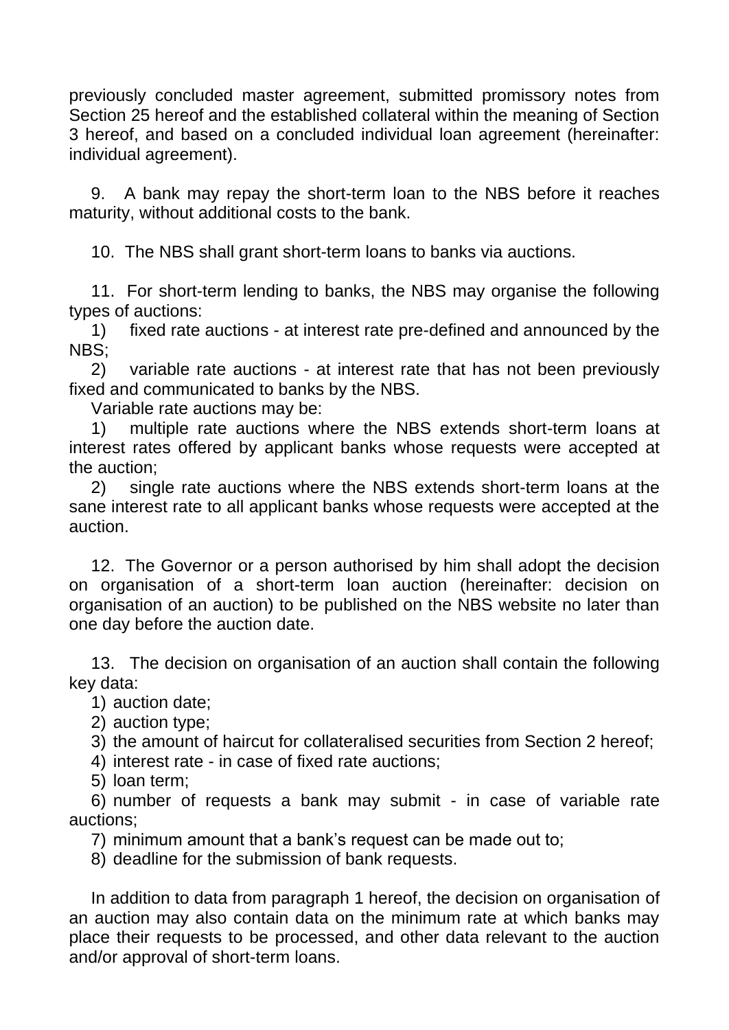previously concluded master agreement, submitted promissory notes from Section 25 hereof and the established collateral within the meaning of Section 3 hereof, and based on a concluded individual loan agreement (hereinafter: individual agreement).

9. A bank may repay the short-term loan to the NBS before it reaches maturity, without additional costs to the bank.

10. The NBS shall grant short-term loans to banks via auctions.

11. For short-term lending to banks, the NBS may organise the following types of auctions:

1) fixed rate auctions - at interest rate pre-defined and announced by the NBS;

2) variable rate auctions - at interest rate that has not been previously fixed and communicated to banks by the NBS.

Variable rate auctions may be:

1) multiple rate auctions where the NBS extends short-term loans at interest rates offered by applicant banks whose requests were accepted at the auction;

2) single rate auctions where the NBS extends short-term loans at the sane interest rate to all applicant banks whose requests were accepted at the auction.

12. The Governor or a person authorised by him shall adopt the decision on organisation of a short-term loan auction (hereinafter: decision on organisation of an auction) to be published on the NBS website no later than one day before the auction date.

13. The decision on organisation of an auction shall contain the following key data:

1) auction date;

2) auction type;

3) the amount of haircut for collateralised securities from Section 2 hereof;

4) interest rate - in case of fixed rate auctions;

5) loan term;

6) number of requests a bank may submit - in case of variable rate auctions;

7) minimum amount that a bank's request can be made out to;

8) deadline for the submission of bank requests.

In addition to data from paragraph 1 hereof, the decision on organisation of an auction may also contain data on the minimum rate at which banks may place their requests to be processed, and other data relevant to the auction and/or approval of short-term loans.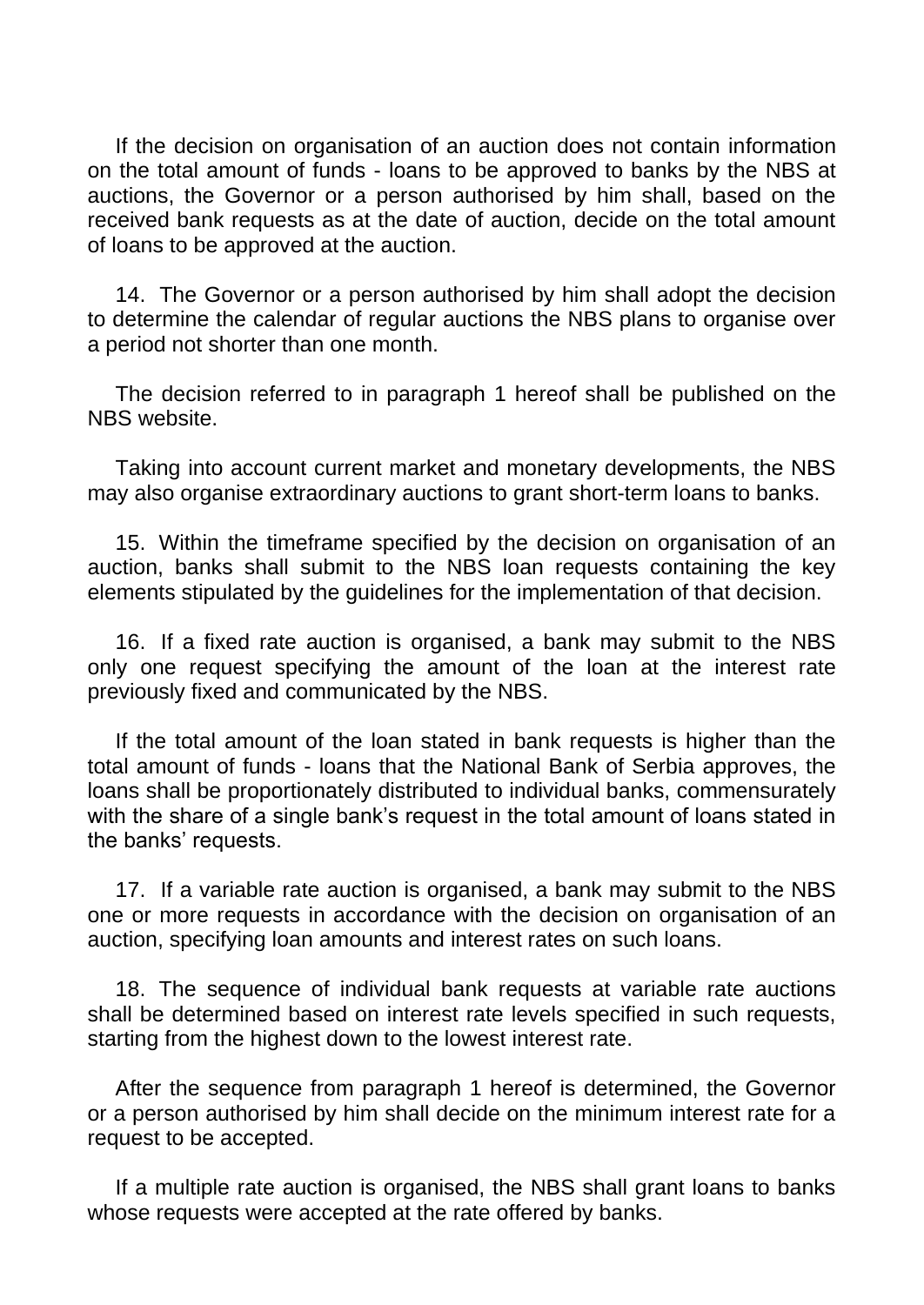If the decision on organisation of an auction does not contain information on the total amount of funds - loans to be approved to banks by the NBS at auctions, the Governor or a person authorised by him shall, based on the received bank requests as at the date of auction, decide on the total amount of loans to be approved at the auction.

14. The Governor or a person authorised by him shall adopt the decision to determine the calendar of regular auctions the NBS plans to organise over a period not shorter than one month.

The decision referred to in paragraph 1 hereof shall be published on the NBS website.

Taking into account current market and monetary developments, the NBS may also organise extraordinary auctions to grant short-term loans to banks.

15. Within the timeframe specified by the decision on organisation of an auction, banks shall submit to the NBS loan requests containing the key elements stipulated by the guidelines for the implementation of that decision.

16. If a fixed rate auction is organised, a bank may submit to the NBS only one request specifying the amount of the loan at the interest rate previously fixed and communicated by the NBS.

If the total amount of the loan stated in bank requests is higher than the total amount of funds - loans that the National Bank of Serbia approves, the loans shall be proportionately distributed to individual banks, commensurately with the share of a single bank's request in the total amount of loans stated in the banks' requests.

17. If a variable rate auction is organised, a bank may submit to the NBS one or more requests in accordance with the decision on organisation of an auction, specifying loan amounts and interest rates on such loans.

18. The sequence of individual bank requests at variable rate auctions shall be determined based on interest rate levels specified in such requests, starting from the highest down to the lowest interest rate.

After the sequence from paragraph 1 hereof is determined, the Governor or a person authorised by him shall decide on the minimum interest rate for a request to be accepted.

If a multiple rate auction is organised, the NBS shall grant loans to banks whose requests were accepted at the rate offered by banks.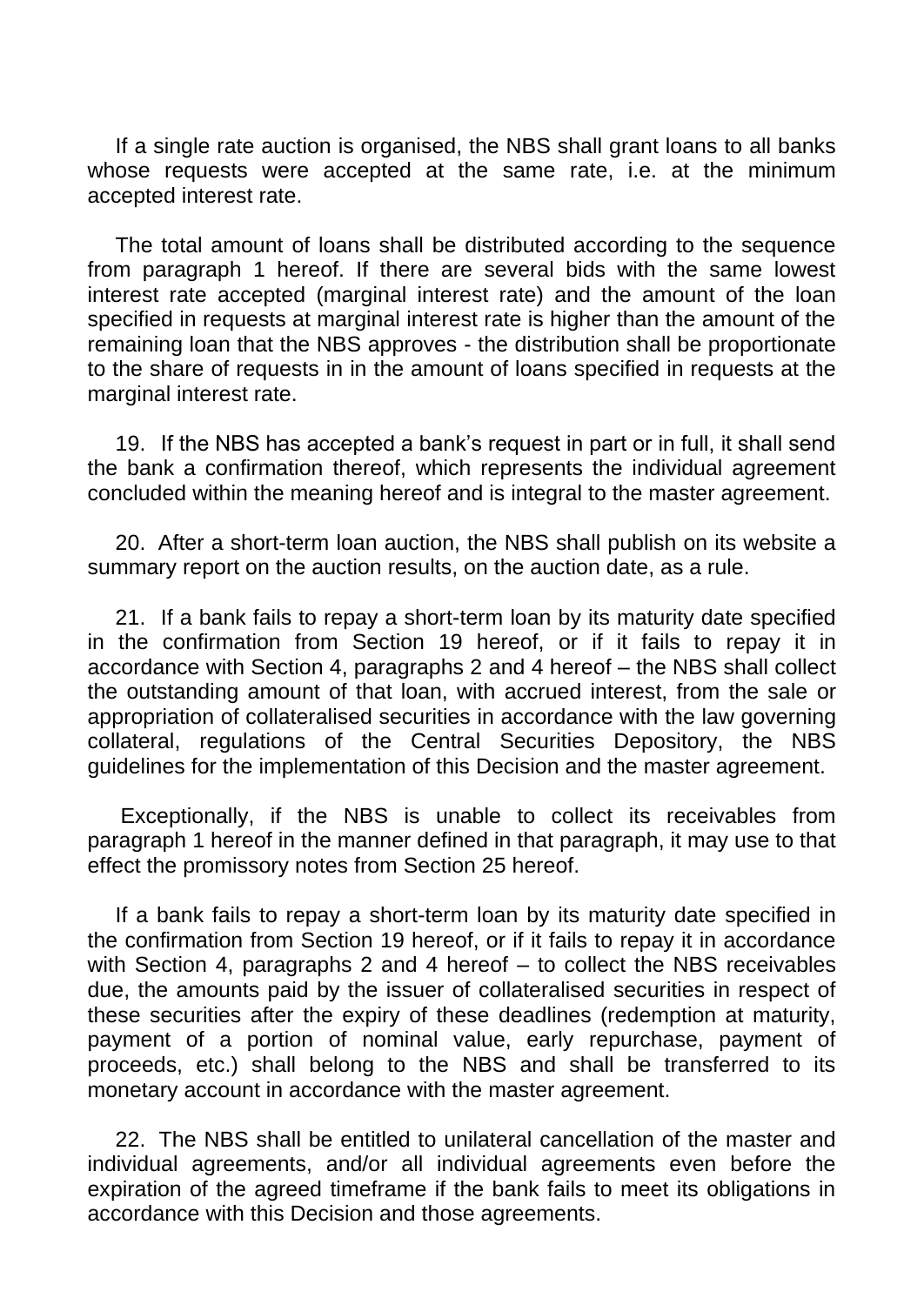If a single rate auction is organised, the NBS shall grant loans to all banks whose requests were accepted at the same rate, i.e. at the minimum accepted interest rate.

The total amount of loans shall be distributed according to the sequence from paragraph 1 hereof. If there are several bids with the same lowest interest rate accepted (marginal interest rate) and the amount of the loan specified in requests at marginal interest rate is higher than the amount of the remaining loan that the NBS approves - the distribution shall be proportionate to the share of requests in in the amount of loans specified in requests at the marginal interest rate.

19. If the NBS has accepted a bank's request in part or in full, it shall send the bank a confirmation thereof, which represents the individual agreement concluded within the meaning hereof and is integral to the master agreement.

20. After a short-term loan auction, the NBS shall publish on its website a summary report on the auction results, on the auction date, as a rule.

21. If a bank fails to repay a short-term loan by its maturity date specified in the confirmation from Section 19 hereof, or if it fails to repay it in accordance with Section 4, paragraphs 2 and 4 hereof – the NBS shall collect the outstanding amount of that loan, with accrued interest, from the sale or appropriation of collateralised securities in accordance with the law governing collateral, regulations of the Central Securities Depository, the NBS guidelines for the implementation of this Decision and the master agreement.

Exceptionally, if the NBS is unable to collect its receivables from paragraph 1 hereof in the manner defined in that paragraph, it may use to that effect the promissory notes from Section 25 hereof.

If a bank fails to repay a short-term loan by its maturity date specified in the confirmation from Section 19 hereof, or if it fails to repay it in accordance with Section 4, paragraphs 2 and 4 hereof – to collect the NBS receivables due, the amounts paid by the issuer of collateralised securities in respect of these securities after the expiry of these deadlines (redemption at maturity, payment of a portion of nominal value, early repurchase, payment of proceeds, etc.) shall belong to the NBS and shall be transferred to its monetary account in accordance with the master agreement.

22. The NBS shall be entitled to unilateral cancellation of the master and individual agreements, and/or all individual agreements even before the expiration of the agreed timeframe if the bank fails to meet its obligations in accordance with this Decision and those agreements.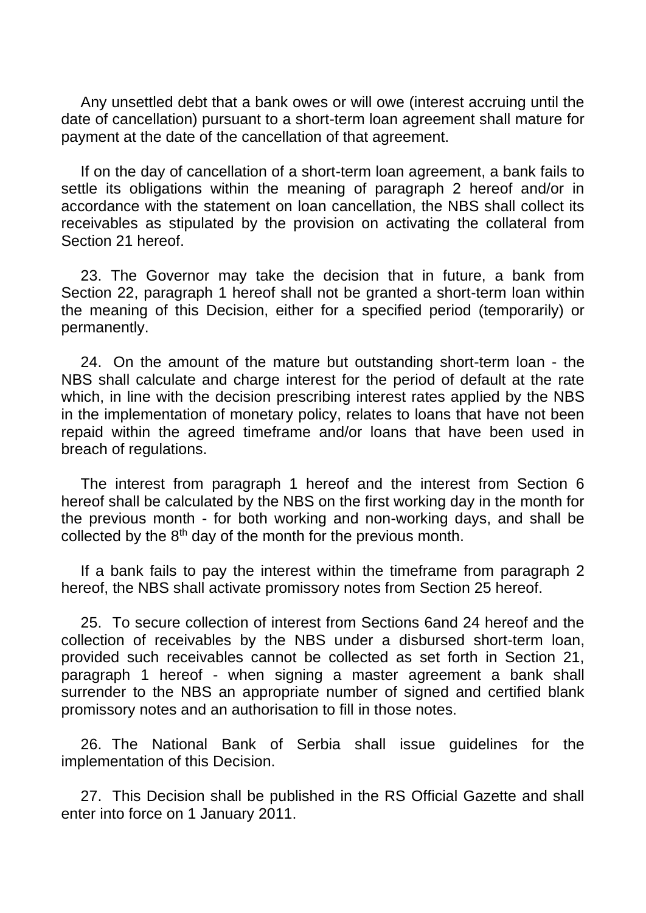Any unsettled debt that a bank owes or will owe (interest accruing until the date of cancellation) pursuant to a short-term loan agreement shall mature for payment at the date of the cancellation of that agreement.

If on the day of cancellation of a short-term loan agreement, a bank fails to settle its obligations within the meaning of paragraph 2 hereof and/or in accordance with the statement on loan cancellation, the NBS shall collect its receivables as stipulated by the provision on activating the collateral from Section 21 hereof.

23. The Governor may take the decision that in future, a bank from Section 22, paragraph 1 hereof shall not be granted a short-term loan within the meaning of this Decision, either for a specified period (temporarily) or permanently.

24. On the amount of the mature but outstanding short-term loan - the NBS shall calculate and charge interest for the period of default at the rate which, in line with the decision prescribing interest rates applied by the NBS in the implementation of monetary policy, relates to loans that have not been repaid within the agreed timeframe and/or loans that have been used in breach of regulations.

The interest from paragraph 1 hereof and the interest from Section 6 hereof shall be calculated by the NBS on the first working day in the month for the previous month - for both working and non-working days, and shall be collected by the 8th day of the month for the previous month.

If a bank fails to pay the interest within the timeframe from paragraph 2 hereof, the NBS shall activate promissory notes from Section 25 hereof.

25. To secure collection of interest from Sections 6and 24 hereof and the collection of receivables by the NBS under a disbursed short-term loan, provided such receivables cannot be collected as set forth in Section 21, paragraph 1 hereof - when signing a master agreement a bank shall surrender to the NBS an appropriate number of signed and certified blank promissory notes and an authorisation to fill in those notes.

26. The National Bank of Serbia shall issue guidelines for the implementation of this Decision.

27. This Decision shall be published in the RS Official Gazette and shall enter into force on 1 January 2011.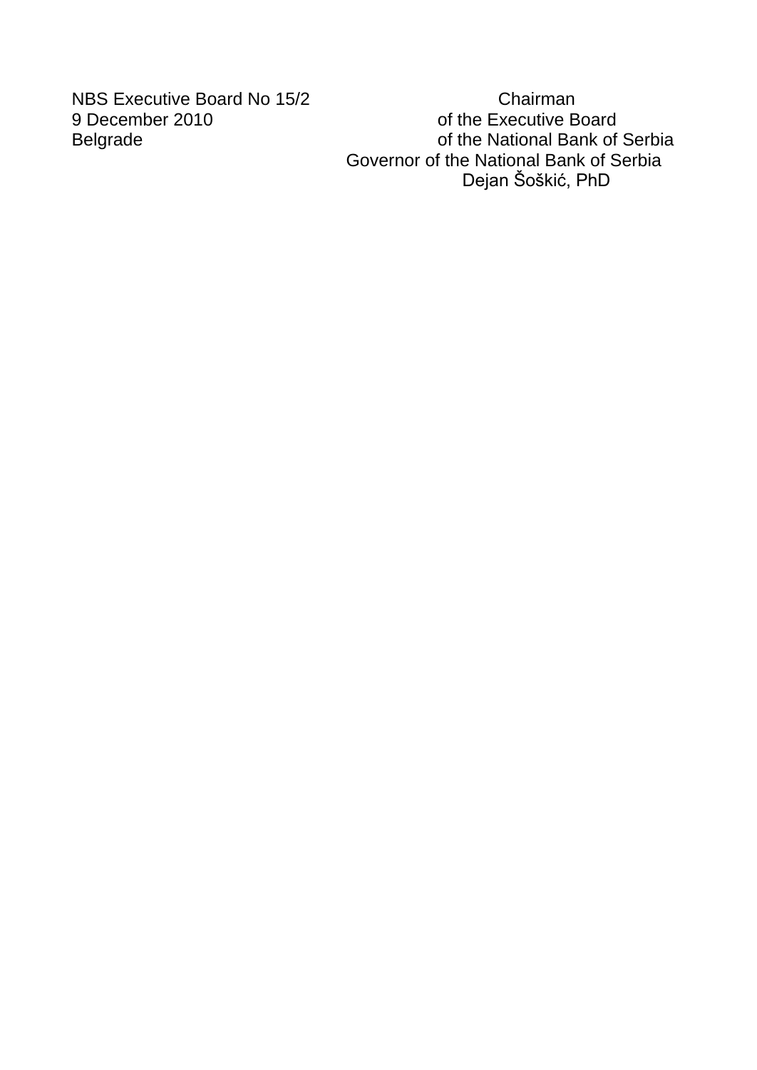NBS Executive Board No 15/2
9 December 2010
Belgrade

Chairman
of the Executive Board
of the National Bank of Serbia
Governor of the National Bank of Serbia
Dejan Šoškić, PhD